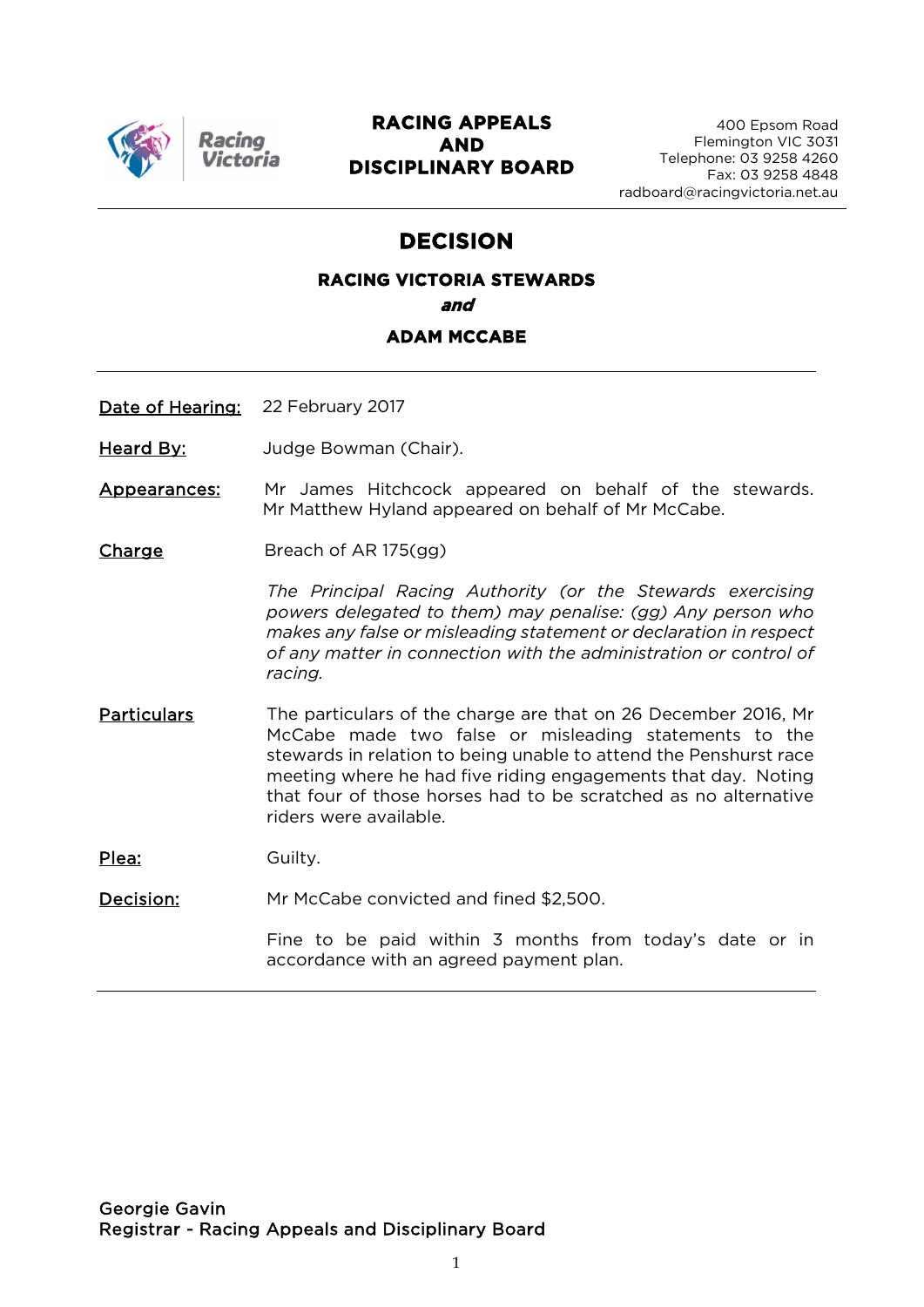# RACING APPEALS AND DISCIPLINARY BOARD

400 Epsom Road
Flemington VIC 3031
Telephone: 03 9258 4260
Fax: 03 9258 4848
radboard@racingvictoria.net.au

## DECISION

### RACING VICTORIA STEWARDS

***and***

### ADAM MCCABE

---

| | |
|---|---|
| **Date of Hearing:** | 22 February 2017 |
| **Heard By:** | Judge Bowman (Chair). |
| **Appearances:** | Mr James Hitchcock appeared on behalf of the stewards. Mr Matthew Hyland appeared on behalf of Mr McCabe. |
| **Charge** | Breach of AR 175(gg)<br><br>*The Principal Racing Authority (or the Stewards exercising powers delegated to them) may penalise: (gg) Any person who makes any false or misleading statement or declaration in respect of any matter in connection with the administration or control of racing.* |
| **Particulars** | The particulars of the charge are that on 26 December 2016, Mr McCabe made two false or misleading statements to the stewards in relation to being unable to attend the Penshurst race meeting where he had five riding engagements that day. Noting that four of those horses had to be scratched as no alternative riders were available. |
| **Plea:** | Guilty. |
| **Decision:** | Mr McCabe convicted and fined $2,500.<br><br>Fine to be paid within 3 months from today's date or in accordance with an agreed payment plan. |

---

Georgie Gavin
Registrar - Racing Appeals and Disciplinary Board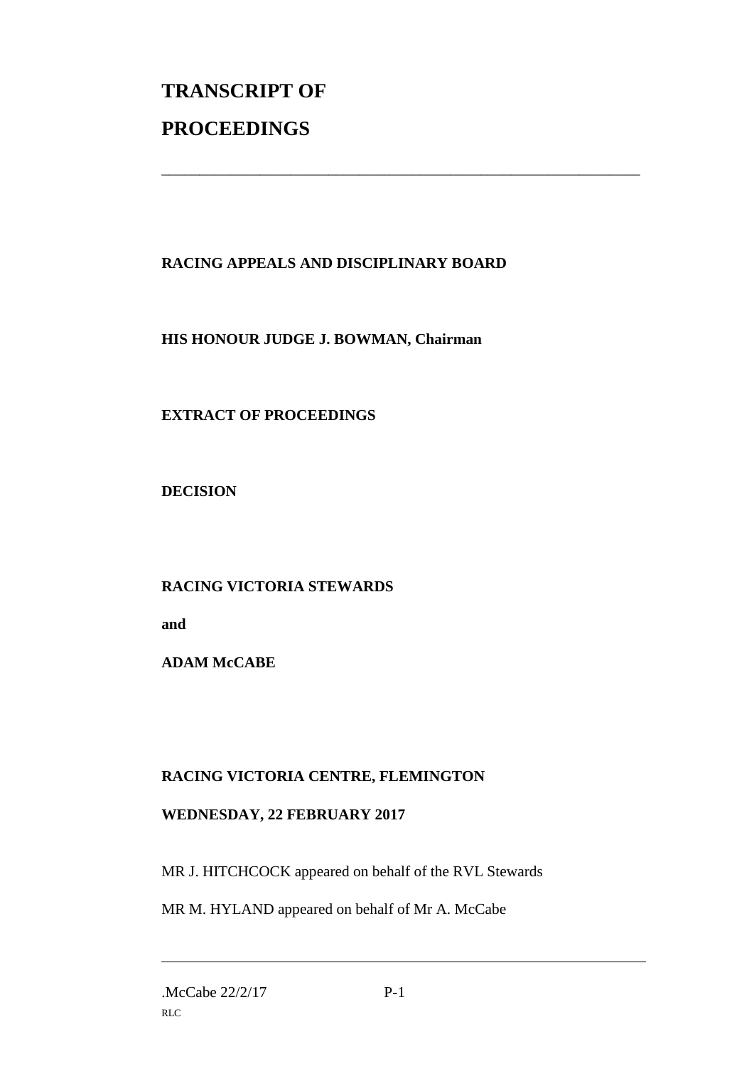# TRANSCRIPT OF

# PROCEEDINGS

---

**RACING APPEALS AND DISCIPLINARY BOARD**

**HIS HONOUR JUDGE J. BOWMAN, Chairman**

**EXTRACT OF PROCEEDINGS**

**DECISION**

**RACING VICTORIA STEWARDS**

**and**

**ADAM McCABE**

**RACING VICTORIA CENTRE, FLEMINGTON**

**WEDNESDAY, 22 FEBRUARY 2017**

MR J. HITCHCOCK appeared on behalf of the RVL Stewards

MR M. HYLAND appeared on behalf of Mr A. McCabe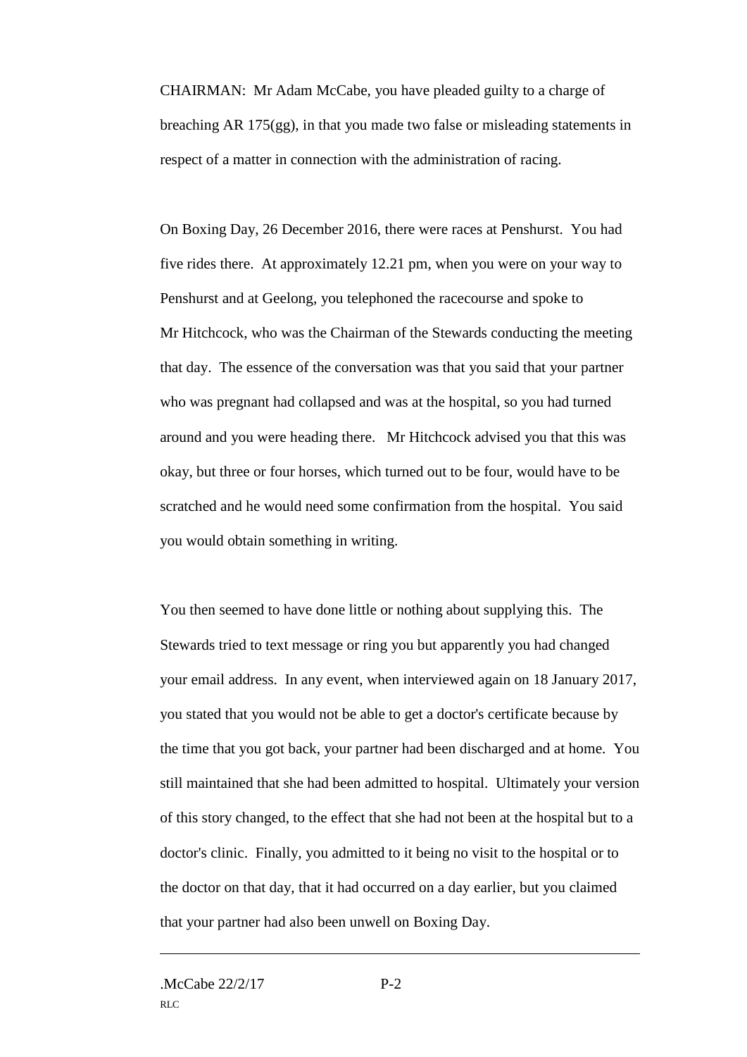CHAIRMAN: Mr Adam McCabe, you have pleaded guilty to a charge of breaching AR 175(gg), in that you made two false or misleading statements in respect of a matter in connection with the administration of racing.

On Boxing Day, 26 December 2016, there were races at Penshurst. You had five rides there. At approximately 12.21 pm, when you were on your way to Penshurst and at Geelong, you telephoned the racecourse and spoke to Mr Hitchcock, who was the Chairman of the Stewards conducting the meeting that day. The essence of the conversation was that you said that your partner who was pregnant had collapsed and was at the hospital, so you had turned around and you were heading there. Mr Hitchcock advised you that this was okay, but three or four horses, which turned out to be four, would have to be scratched and he would need some confirmation from the hospital. You said you would obtain something in writing.

You then seemed to have done little or nothing about supplying this. The Stewards tried to text message or ring you but apparently you had changed your email address. In any event, when interviewed again on 18 January 2017, you stated that you would not be able to get a doctor's certificate because by the time that you got back, your partner had been discharged and at home. You still maintained that she had been admitted to hospital. Ultimately your version of this story changed, to the effect that she had not been at the hospital but to a doctor's clinic. Finally, you admitted to it being no visit to the hospital or to the doctor on that day, that it had occurred on a day earlier, but you claimed that your partner had also been unwell on Boxing Day.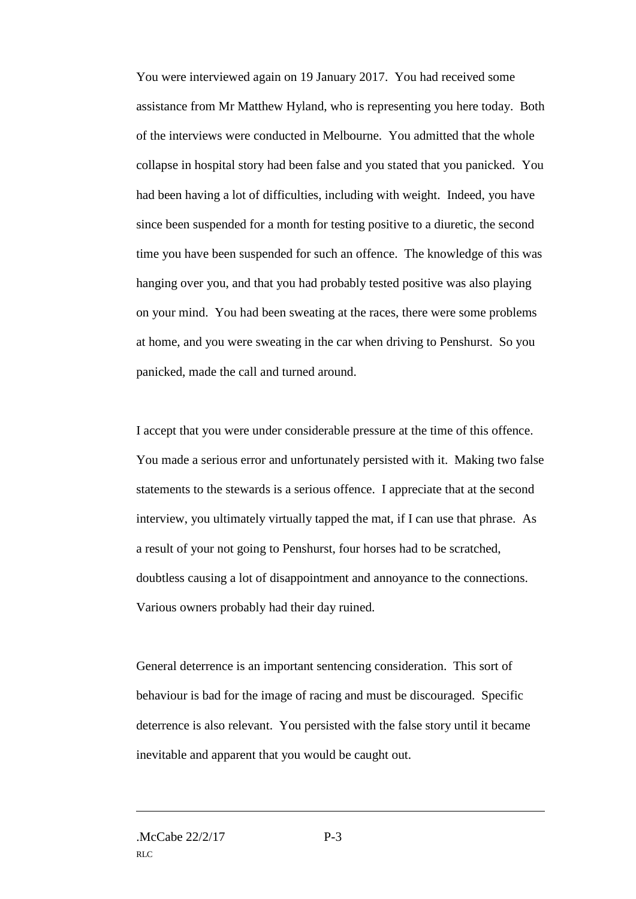You were interviewed again on 19 January 2017. You had received some assistance from Mr Matthew Hyland, who is representing you here today. Both of the interviews were conducted in Melbourne. You admitted that the whole collapse in hospital story had been false and you stated that you panicked. You had been having a lot of difficulties, including with weight. Indeed, you have since been suspended for a month for testing positive to a diuretic, the second time you have been suspended for such an offence. The knowledge of this was hanging over you, and that you had probably tested positive was also playing on your mind. You had been sweating at the races, there were some problems at home, and you were sweating in the car when driving to Penshurst. So you panicked, made the call and turned around.

I accept that you were under considerable pressure at the time of this offence. You made a serious error and unfortunately persisted with it. Making two false statements to the stewards is a serious offence. I appreciate that at the second interview, you ultimately virtually tapped the mat, if I can use that phrase. As a result of your not going to Penshurst, four horses had to be scratched, doubtless causing a lot of disappointment and annoyance to the connections. Various owners probably had their day ruined.

General deterrence is an important sentencing consideration. This sort of behaviour is bad for the image of racing and must be discouraged. Specific deterrence is also relevant. You persisted with the false story until it became inevitable and apparent that you would be caught out.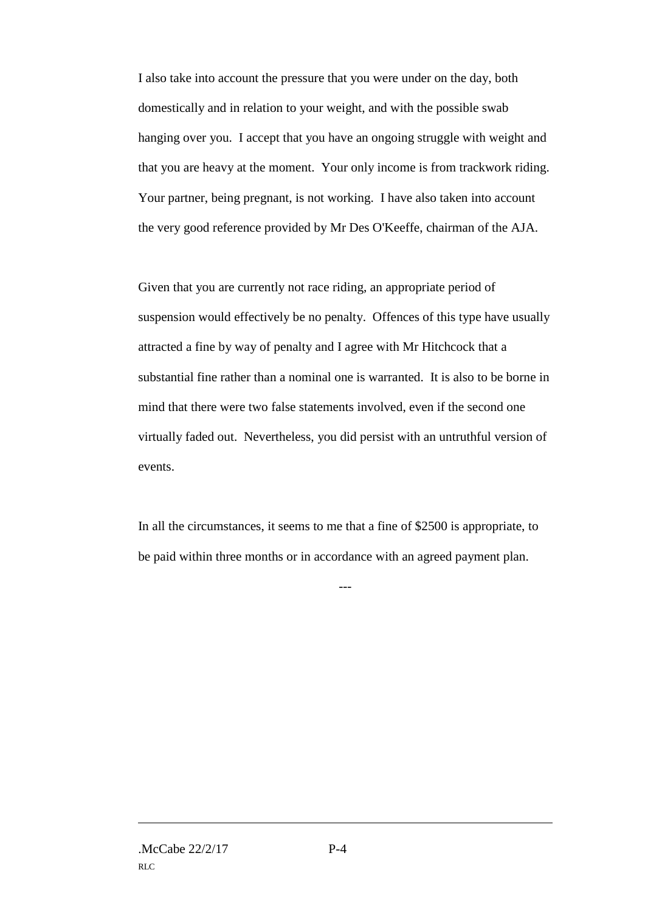I also take into account the pressure that you were under on the day, both domestically and in relation to your weight, and with the possible swab hanging over you. I accept that you have an ongoing struggle with weight and that you are heavy at the moment. Your only income is from trackwork riding. Your partner, being pregnant, is not working. I have also taken into account the very good reference provided by Mr Des O'Keeffe, chairman of the AJA.

Given that you are currently not race riding, an appropriate period of suspension would effectively be no penalty. Offences of this type have usually attracted a fine by way of penalty and I agree with Mr Hitchcock that a substantial fine rather than a nominal one is warranted. It is also to be borne in mind that there were two false statements involved, even if the second one virtually faded out. Nevertheless, you did persist with an untruthful version of events.

In all the circumstances, it seems to me that a fine of $2500 is appropriate, to be paid within three months or in accordance with an agreed payment plan.

---